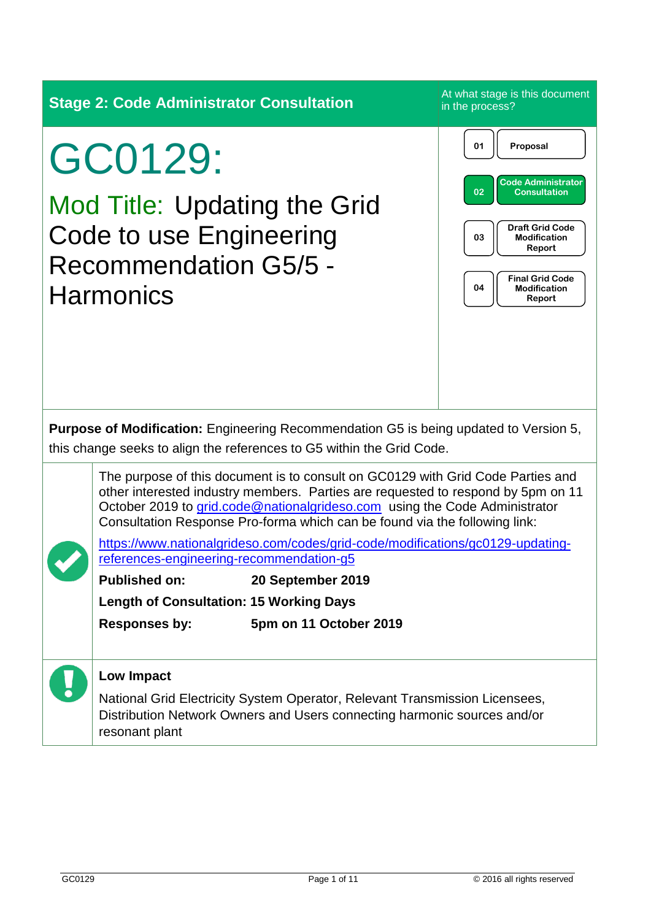**Stage 2: Code Administrator Consultation**

At what stage is this document in the process?

| | |
|---|---|
| 01 | Proposal |
| 02 | Code Administrator Consultation |
| 03 | Draft Grid Code Modification Report |
| 04 | Final Grid Code Modification Report |

# GC0129:

## Mod Title: Updating the Grid Code to use Engineering Recommendation G5/5 - Harmonics

**Purpose of Modification:** Engineering Recommendation G5 is being updated to Version 5, this change seeks to align the references to G5 within the Grid Code.

The purpose of this document is to consult on GC0129 with Grid Code Parties and other interested industry members. Parties are requested to respond by 5pm on 11 October 2019 to grid.code@nationalgrideso.com using the Code Administrator Consultation Response Pro-forma which can be found via the following link:

https://www.nationalgrideso.com/codes/grid-code/modifications/gc0129-updating-references-engineering-recommendation-g5

**Published on:** **20 September 2019**

**Length of Consultation: 15 Working Days**

**Responses by:** **5pm on 11 October 2019**

**Low Impact**

National Grid Electricity System Operator, Relevant Transmission Licensees, Distribution Network Owners and Users connecting harmonic sources and/or resonant plant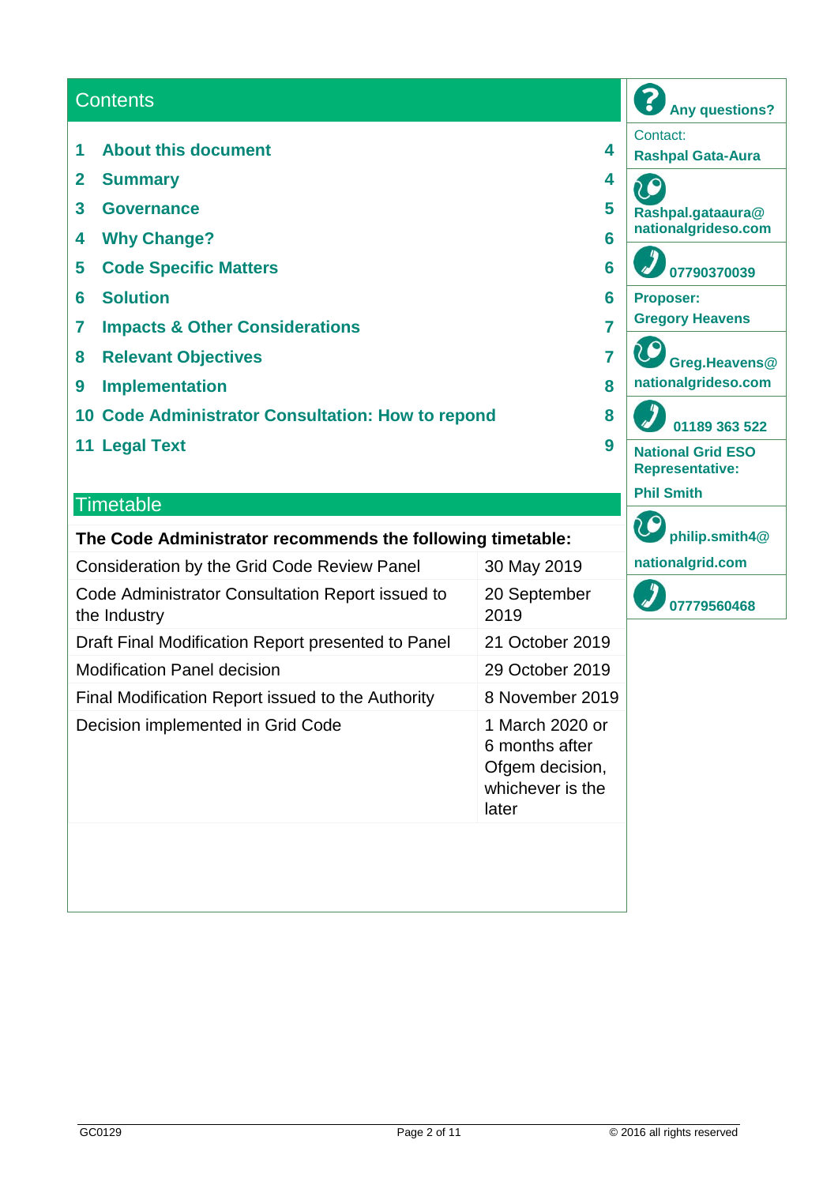## Contents

| | | |
|---|---|---|
| 1 | About this document | 4 |
| 2 | Summary | 4 |
| 3 | Governance | 5 |
| 4 | Why Change? | 6 |
| 5 | Code Specific Matters | 6 |
| 6 | Solution | 6 |
| 7 | Impacts & Other Considerations | 7 |
| 8 | Relevant Objectives | 7 |
| 9 | Implementation | 8 |
| 10 | Code Administrator Consultation: How to repond | 8 |
| 11 | Legal Text | 9 |

## Timetable

| The Code Administrator recommends the following timetable: | |
|---|---|
| Consideration by the Grid Code Review Panel | 30 May 2019 |
| Code Administrator Consultation Report issued to the Industry | 20 September 2019 |
| Draft Final Modification Report presented to Panel | 21 October 2019 |
| Modification Panel decision | 29 October 2019 |
| Final Modification Report issued to the Authority | 8 November 2019 |
| Decision implemented in Grid Code | 1 March 2020 or 6 months after Ofgem decision, whichever is the later |

**Any questions?**

Contact:
**Rashpal Gata-Aura**

**Rashpal.gataaura@nationalgrideso.com**

**07790370039**

**Proposer:**
**Gregory Heavens**

**Greg.Heavens@nationalgrideso.com**

**01189 363 522**

**National Grid ESO Representative:**

**Phil Smith**

**philip.smith4@nationalgrid.com**

**07779560468**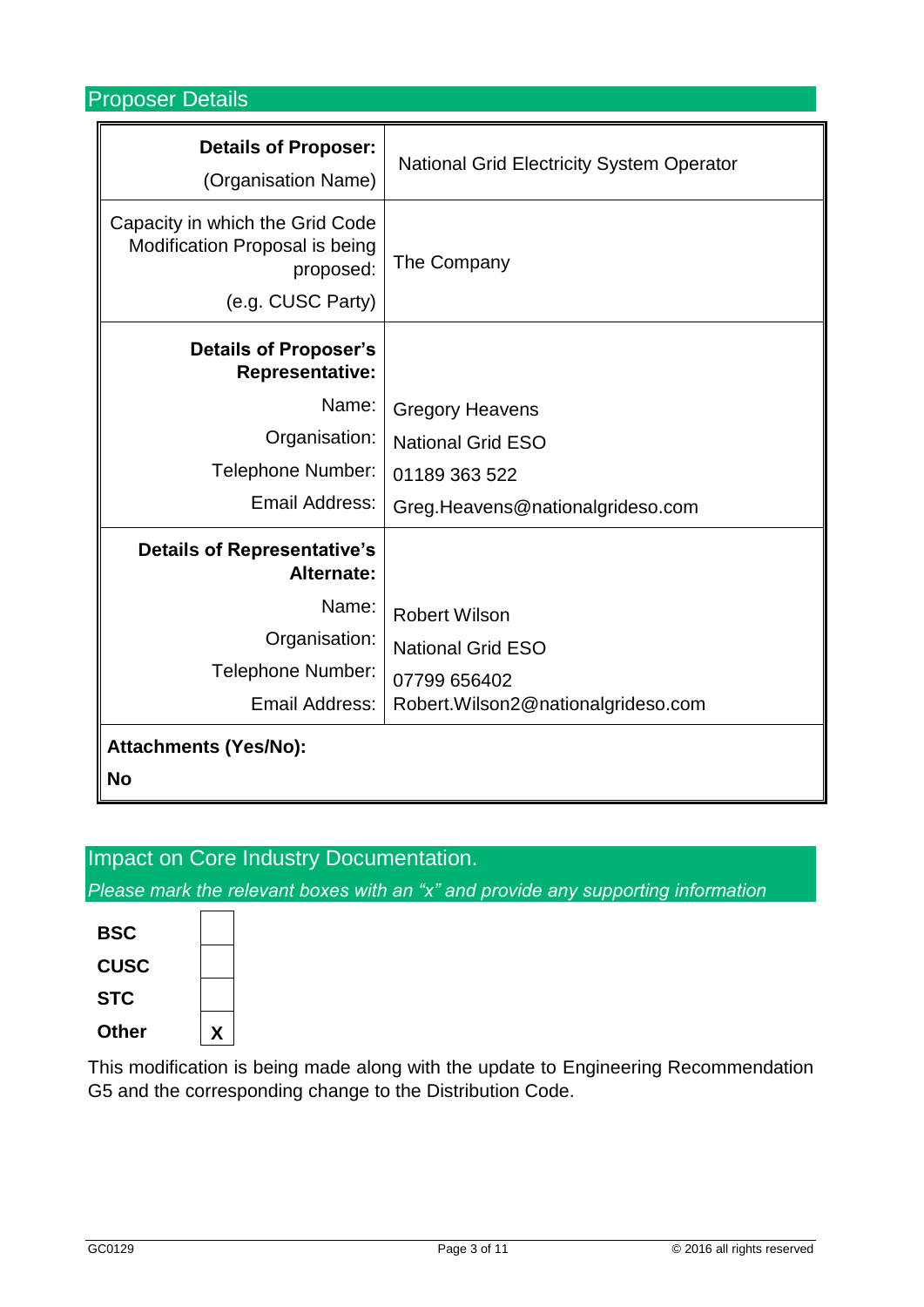## Proposer Details

| | |
|---|---|
| **Details of Proposer:**<br>(Organisation Name) | National Grid Electricity System Operator |
| Capacity in which the Grid Code Modification Proposal is being proposed:<br>(e.g. CUSC Party) | The Company |
| **Details of Proposer's Representative:**<br>Name:<br>Organisation:<br>Telephone Number:<br>Email Address: | <br>Gregory Heavens<br>National Grid ESO<br>01189 363 522<br>Greg.Heavens@nationalgrideso.com |
| **Details of Representative's Alternate:**<br>Name:<br>Organisation:<br>Telephone Number:<br>Email Address: | <br>Robert Wilson<br>National Grid ESO<br>07799 656402<br>Robert.Wilson2@nationalgrideso.com |
| **Attachments (Yes/No):**<br>**No** | |

## Impact on Core Industry Documentation.

*Please mark the relevant boxes with an "x" and provide any supporting information*

| | |
|---|---|
| **BSC** | |
| **CUSC** | |
| **STC** | |
| **Other** | X |

This modification is being made along with the update to Engineering Recommendation G5 and the corresponding change to the Distribution Code.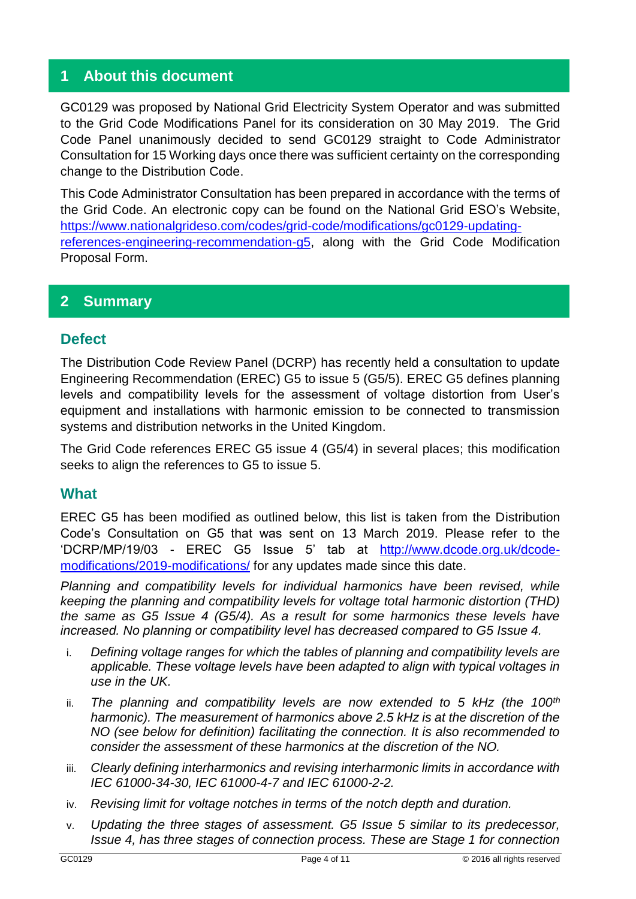## 1 About this document

GC0129 was proposed by National Grid Electricity System Operator and was submitted to the Grid Code Modifications Panel for its consideration on 30 May 2019. The Grid Code Panel unanimously decided to send GC0129 straight to Code Administrator Consultation for 15 Working days once there was sufficient certainty on the corresponding change to the Distribution Code.

This Code Administrator Consultation has been prepared in accordance with the terms of the Grid Code. An electronic copy can be found on the National Grid ESO's Website, [https://www.nationalgrideso.com/codes/grid-code/modifications/gc0129-updating-references-engineering-recommendation-g5](https://www.nationalgrideso.com/codes/grid-code/modifications/gc0129-updating-references-engineering-recommendation-g5), along with the Grid Code Modification Proposal Form.

## 2 Summary

### Defect

The Distribution Code Review Panel (DCRP) has recently held a consultation to update Engineering Recommendation (EREC) G5 to issue 5 (G5/5). EREC G5 defines planning levels and compatibility levels for the assessment of voltage distortion from User's equipment and installations with harmonic emission to be connected to transmission systems and distribution networks in the United Kingdom.

The Grid Code references EREC G5 issue 4 (G5/4) in several places; this modification seeks to align the references to G5 to issue 5.

### What

EREC G5 has been modified as outlined below, this list is taken from the Distribution Code's Consultation on G5 that was sent on 13 March 2019. Please refer to the 'DCRP/MP/19/03 - EREC G5 Issue 5' tab at [http://www.dcode.org.uk/dcode-modifications/2019-modifications/](http://www.dcode.org.uk/dcode-modifications/2019-modifications/) for any updates made since this date.

*Planning and compatibility levels for individual harmonics have been revised, while keeping the planning and compatibility levels for voltage total harmonic distortion (THD) the same as G5 Issue 4 (G5/4). As a result for some harmonics these levels have increased. No planning or compatibility level has decreased compared to G5 Issue 4.*

i. *Defining voltage ranges for which the tables of planning and compatibility levels are applicable. These voltage levels have been adapted to align with typical voltages in use in the UK.*

ii. *The planning and compatibility levels are now extended to 5 kHz (the 100th harmonic). The measurement of harmonics above 2.5 kHz is at the discretion of the NO (see below for definition) facilitating the connection. It is also recommended to consider the assessment of these harmonics at the discretion of the NO.*

iii. *Clearly defining interharmonics and revising interharmonic limits in accordance with IEC 61000-34-30, IEC 61000-4-7 and IEC 61000-2-2.*

iv. *Revising limit for voltage notches in terms of the notch depth and duration.*

v. *Updating the three stages of assessment. G5 Issue 5 similar to its predecessor, Issue 4, has three stages of connection process. These are Stage 1 for connection*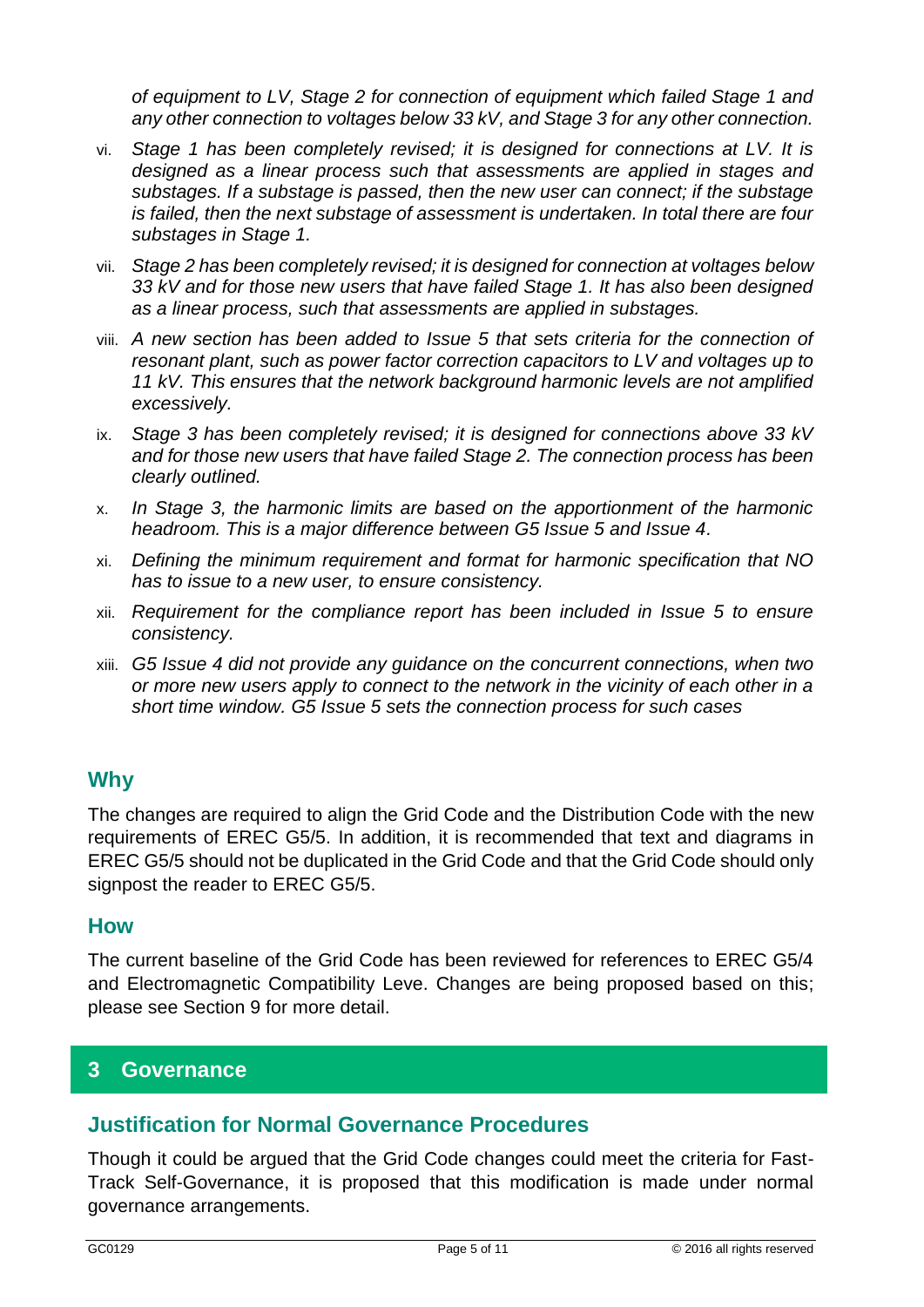*of equipment to LV, Stage 2 for connection of equipment which failed Stage 1 and any other connection to voltages below 33 kV, and Stage 3 for any other connection.*

vi. *Stage 1 has been completely revised; it is designed for connections at LV. It is designed as a linear process such that assessments are applied in stages and substages. If a substage is passed, then the new user can connect; if the substage is failed, then the next substage of assessment is undertaken. In total there are four substages in Stage 1.*

vii. *Stage 2 has been completely revised; it is designed for connection at voltages below 33 kV and for those new users that have failed Stage 1. It has also been designed as a linear process, such that assessments are applied in substages.*

viii. *A new section has been added to Issue 5 that sets criteria for the connection of resonant plant, such as power factor correction capacitors to LV and voltages up to 11 kV. This ensures that the network background harmonic levels are not amplified excessively.*

ix. *Stage 3 has been completely revised; it is designed for connections above 33 kV and for those new users that have failed Stage 2. The connection process has been clearly outlined.*

x. *In Stage 3, the harmonic limits are based on the apportionment of the harmonic headroom. This is a major difference between G5 Issue 5 and Issue 4.*

xi. *Defining the minimum requirement and format for harmonic specification that NO has to issue to a new user, to ensure consistency.*

xii. *Requirement for the compliance report has been included in Issue 5 to ensure consistency.*

xiii. *G5 Issue 4 did not provide any guidance on the concurrent connections, when two or more new users apply to connect to the network in the vicinity of each other in a short time window. G5 Issue 5 sets the connection process for such cases*

## Why

The changes are required to align the Grid Code and the Distribution Code with the new requirements of EREC G5/5. In addition, it is recommended that text and diagrams in EREC G5/5 should not be duplicated in the Grid Code and that the Grid Code should only signpost the reader to EREC G5/5.

## How

The current baseline of the Grid Code has been reviewed for references to EREC G5/4 and Electromagnetic Compatibility Leve. Changes are being proposed based on this; please see Section 9 for more detail.

# 3 Governance

## Justification for Normal Governance Procedures

Though it could be argued that the Grid Code changes could meet the criteria for Fast-Track Self-Governance, it is proposed that this modification is made under normal governance arrangements.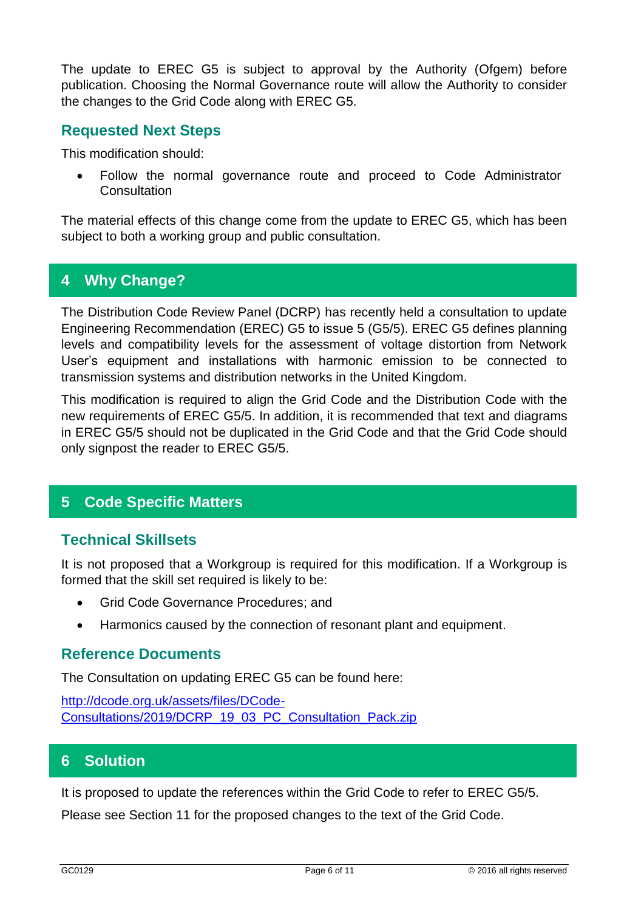The update to EREC G5 is subject to approval by the Authority (Ofgem) before publication. Choosing the Normal Governance route will allow the Authority to consider the changes to the Grid Code along with EREC G5.

### Requested Next Steps

This modification should:

- Follow the normal governance route and proceed to Code Administrator Consultation

The material effects of this change come from the update to EREC G5, which has been subject to both a working group and public consultation.

## 4 Why Change?

The Distribution Code Review Panel (DCRP) has recently held a consultation to update Engineering Recommendation (EREC) G5 to issue 5 (G5/5). EREC G5 defines planning levels and compatibility levels for the assessment of voltage distortion from Network User's equipment and installations with harmonic emission to be connected to transmission systems and distribution networks in the United Kingdom.

This modification is required to align the Grid Code and the Distribution Code with the new requirements of EREC G5/5. In addition, it is recommended that text and diagrams in EREC G5/5 should not be duplicated in the Grid Code and that the Grid Code should only signpost the reader to EREC G5/5.

## 5 Code Specific Matters

### Technical Skillsets

It is not proposed that a Workgroup is required for this modification. If a Workgroup is formed that the skill set required is likely to be:

- Grid Code Governance Procedures; and
- Harmonics caused by the connection of resonant plant and equipment.

### Reference Documents

The Consultation on updating EREC G5 can be found here:

[http://dcode.org.uk/assets/files/DCode-Consultations/2019/DCRP_19_03_PC_Consultation_Pack.zip](http://dcode.org.uk/assets/files/DCode-Consultations/2019/DCRP_19_03_PC_Consultation_Pack.zip)

## 6 Solution

It is proposed to update the references within the Grid Code to refer to EREC G5/5.

Please see Section 11 for the proposed changes to the text of the Grid Code.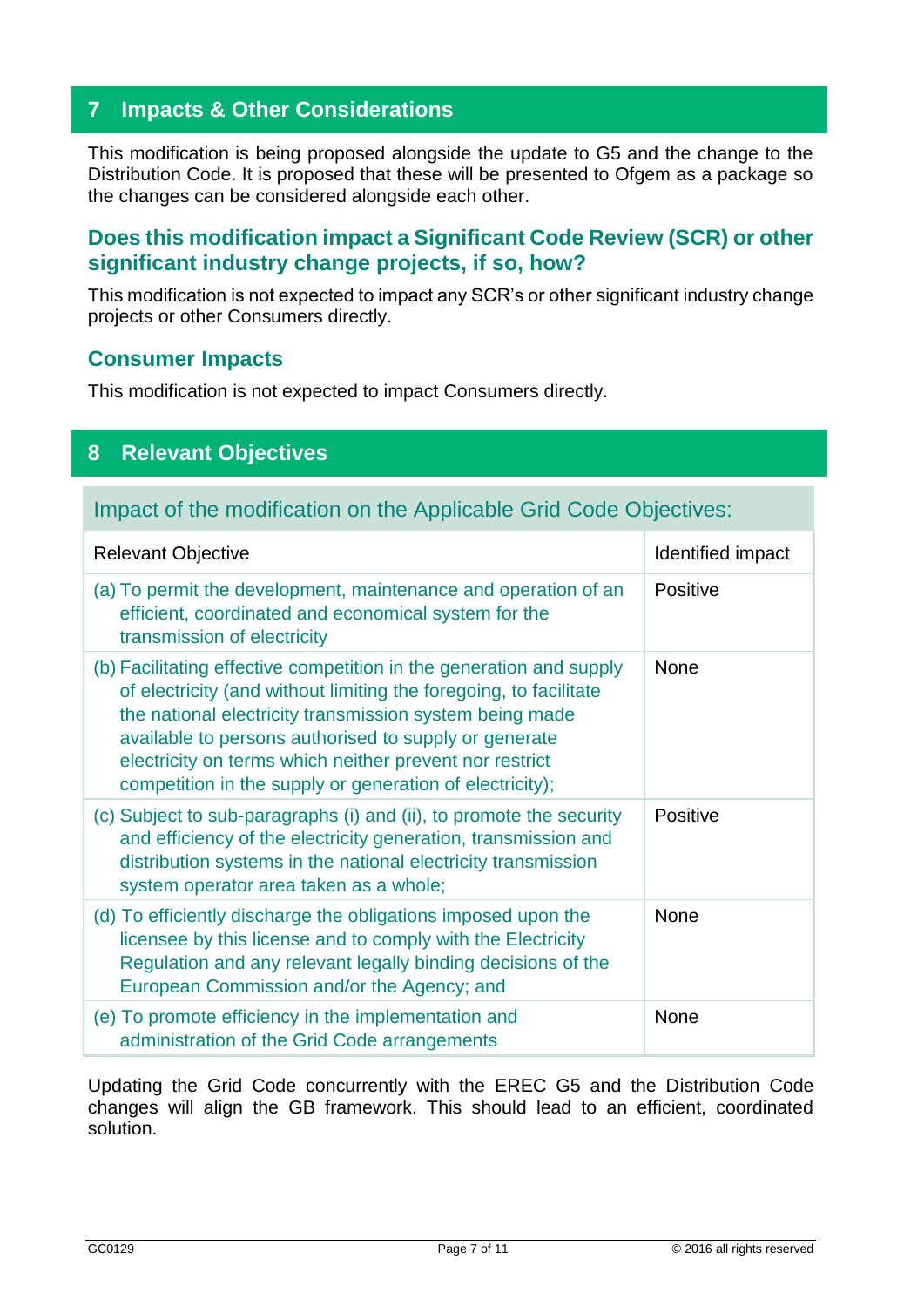## 7 Impacts & Other Considerations

This modification is being proposed alongside the update to G5 and the change to the Distribution Code. It is proposed that these will be presented to Ofgem as a package so the changes can be considered alongside each other.

### Does this modification impact a Significant Code Review (SCR) or other significant industry change projects, if so, how?

This modification is not expected to impact any SCR's or other significant industry change projects or other Consumers directly.

### Consumer Impacts

This modification is not expected to impact Consumers directly.

## 8 Relevant Objectives

| Impact of the modification on the Applicable Grid Code Objectives: | |
|---|---|
| Relevant Objective | Identified impact |
| (a) To permit the development, maintenance and operation of an efficient, coordinated and economical system for the transmission of electricity | Positive |
| (b) Facilitating effective competition in the generation and supply of electricity (and without limiting the foregoing, to facilitate the national electricity transmission system being made available to persons authorised to supply or generate electricity on terms which neither prevent nor restrict competition in the supply or generation of electricity); | None |
| (c) Subject to sub-paragraphs (i) and (ii), to promote the security and efficiency of the electricity generation, transmission and distribution systems in the national electricity transmission system operator area taken as a whole; | Positive |
| (d) To efficiently discharge the obligations imposed upon the licensee by this license and to comply with the Electricity Regulation and any relevant legally binding decisions of the European Commission and/or the Agency; and | None |
| (e) To promote efficiency in the implementation and administration of the Grid Code arrangements | None |

Updating the Grid Code concurrently with the EREC G5 and the Distribution Code changes will align the GB framework. This should lead to an efficient, coordinated solution.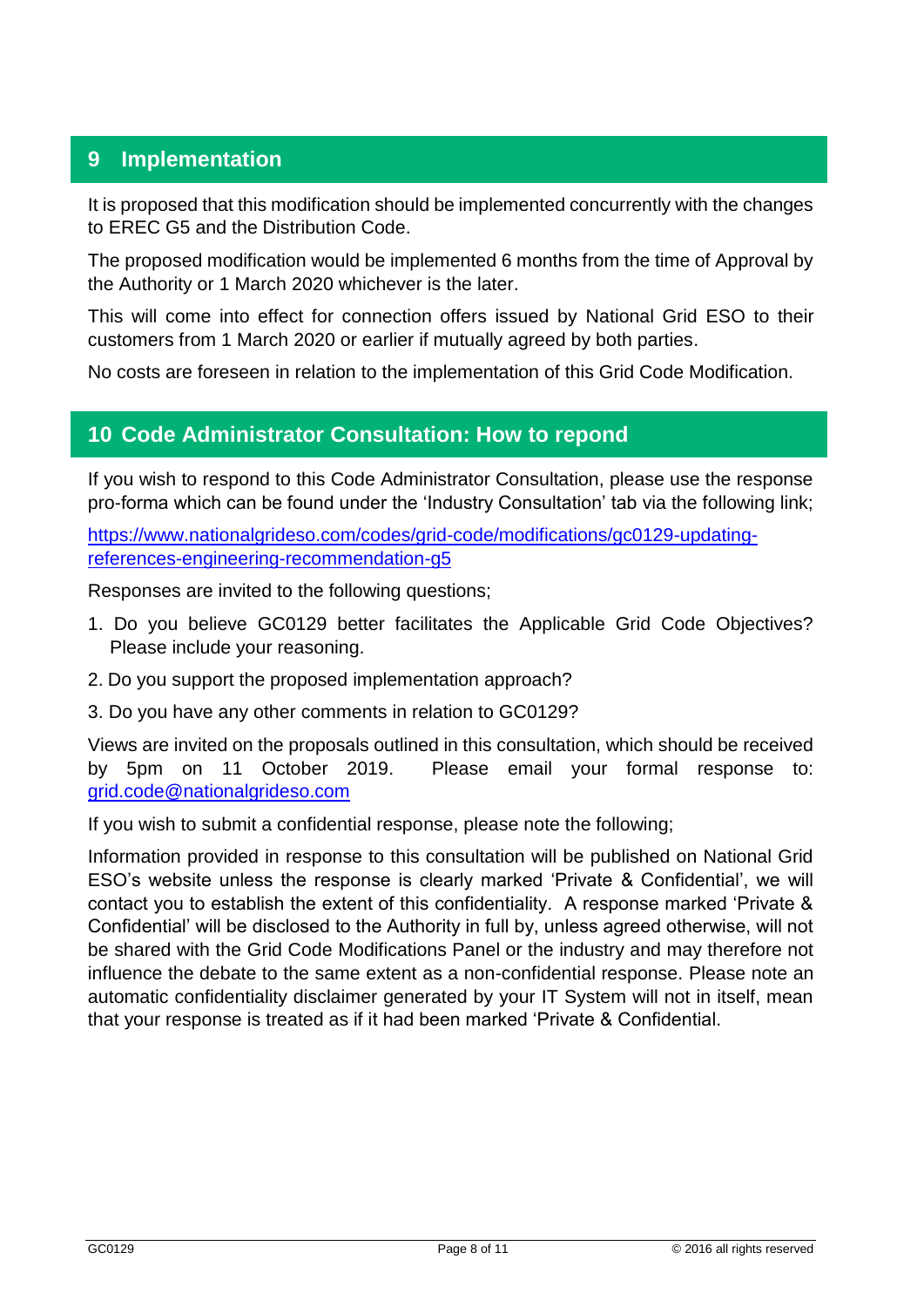## 9 Implementation

It is proposed that this modification should be implemented concurrently with the changes to EREC G5 and the Distribution Code.

The proposed modification would be implemented 6 months from the time of Approval by the Authority or 1 March 2020 whichever is the later.

This will come into effect for connection offers issued by National Grid ESO to their customers from 1 March 2020 or earlier if mutually agreed by both parties.

No costs are foreseen in relation to the implementation of this Grid Code Modification.

## 10 Code Administrator Consultation: How to repond

If you wish to respond to this Code Administrator Consultation, please use the response pro-forma which can be found under the 'Industry Consultation' tab via the following link;

[https://www.nationalgrideso.com/codes/grid-code/modifications/gc0129-updating-references-engineering-recommendation-g5](https://www.nationalgrideso.com/codes/grid-code/modifications/gc0129-updating-references-engineering-recommendation-g5)

Responses are invited to the following questions;

1. Do you believe GC0129 better facilitates the Applicable Grid Code Objectives? Please include your reasoning.
2. Do you support the proposed implementation approach?
3. Do you have any other comments in relation to GC0129?

Views are invited on the proposals outlined in this consultation, which should be received by 5pm on 11 October 2019. Please email your formal response to: [grid.code@nationalgrideso.com](mailto:grid.code@nationalgrideso.com)

If you wish to submit a confidential response, please note the following;

Information provided in response to this consultation will be published on National Grid ESO's website unless the response is clearly marked 'Private & Confidential', we will contact you to establish the extent of this confidentiality. A response marked 'Private & Confidential' will be disclosed to the Authority in full by, unless agreed otherwise, will not be shared with the Grid Code Modifications Panel or the industry and may therefore not influence the debate to the same extent as a non-confidential response. Please note an automatic confidentiality disclaimer generated by your IT System will not in itself, mean that your response is treated as if it had been marked 'Private & Confidential.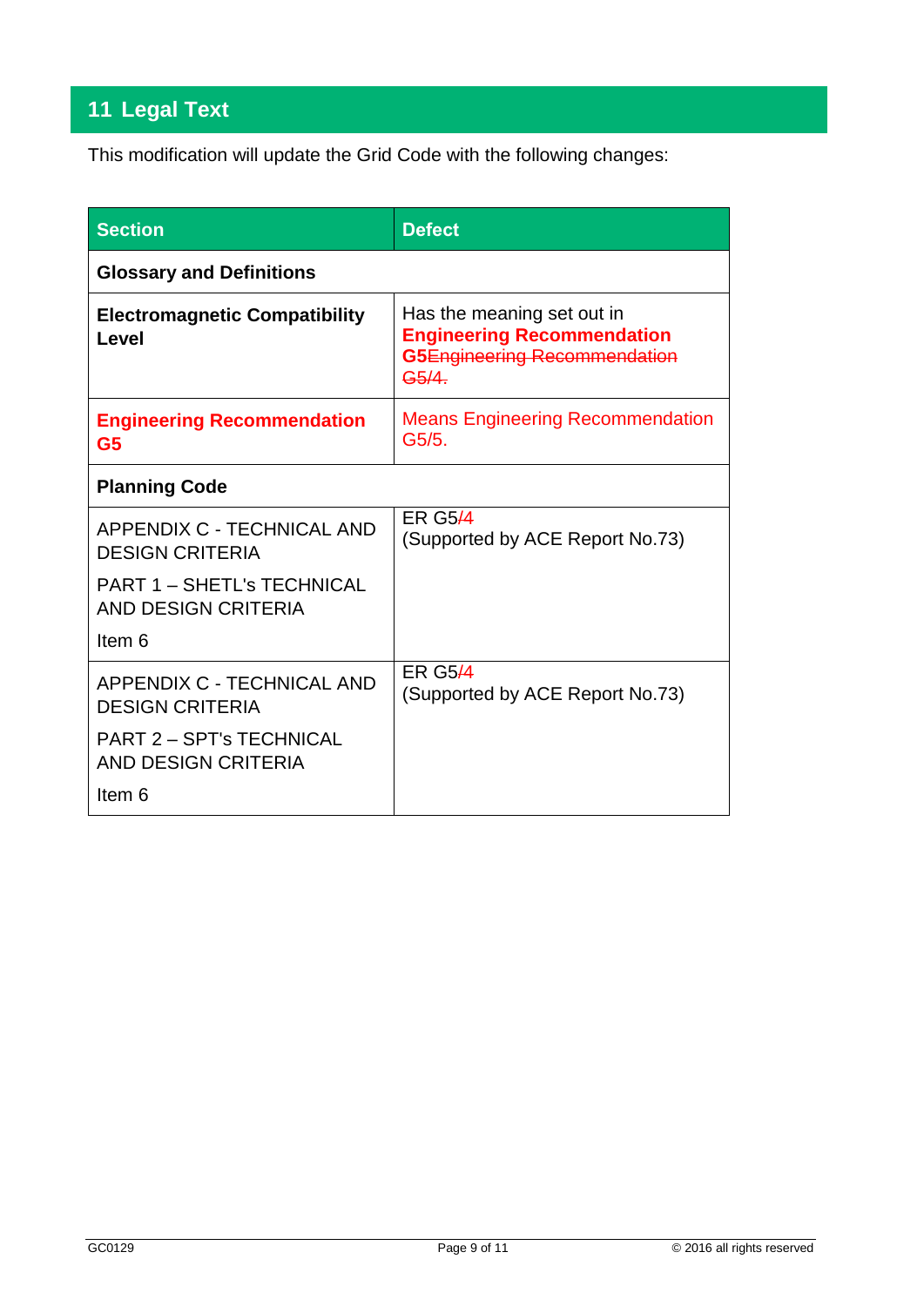## 11 Legal Text

This modification will update the Grid Code with the following changes:

| Section | Defect |
|---|---|
| **Glossary and Definitions** | |
| **Electromagnetic Compatibility Level** | Has the meaning set out in **Engineering Recommendation G5**~~Engineering Recommendation G5/4.~~ |
| **Engineering Recommendation G5** | Means Engineering Recommendation G5/5. |
| **Planning Code** | |
| APPENDIX C - TECHNICAL AND DESIGN CRITERIA<br>PART 1 – SHETL's TECHNICAL AND DESIGN CRITERIA<br>Item 6 | ER G5~~/4~~<br>(Supported by ACE Report No.73) |
| APPENDIX C - TECHNICAL AND DESIGN CRITERIA<br>PART 2 – SPT's TECHNICAL AND DESIGN CRITERIA<br>Item 6 | ER G5~~/4~~<br>(Supported by ACE Report No.73) |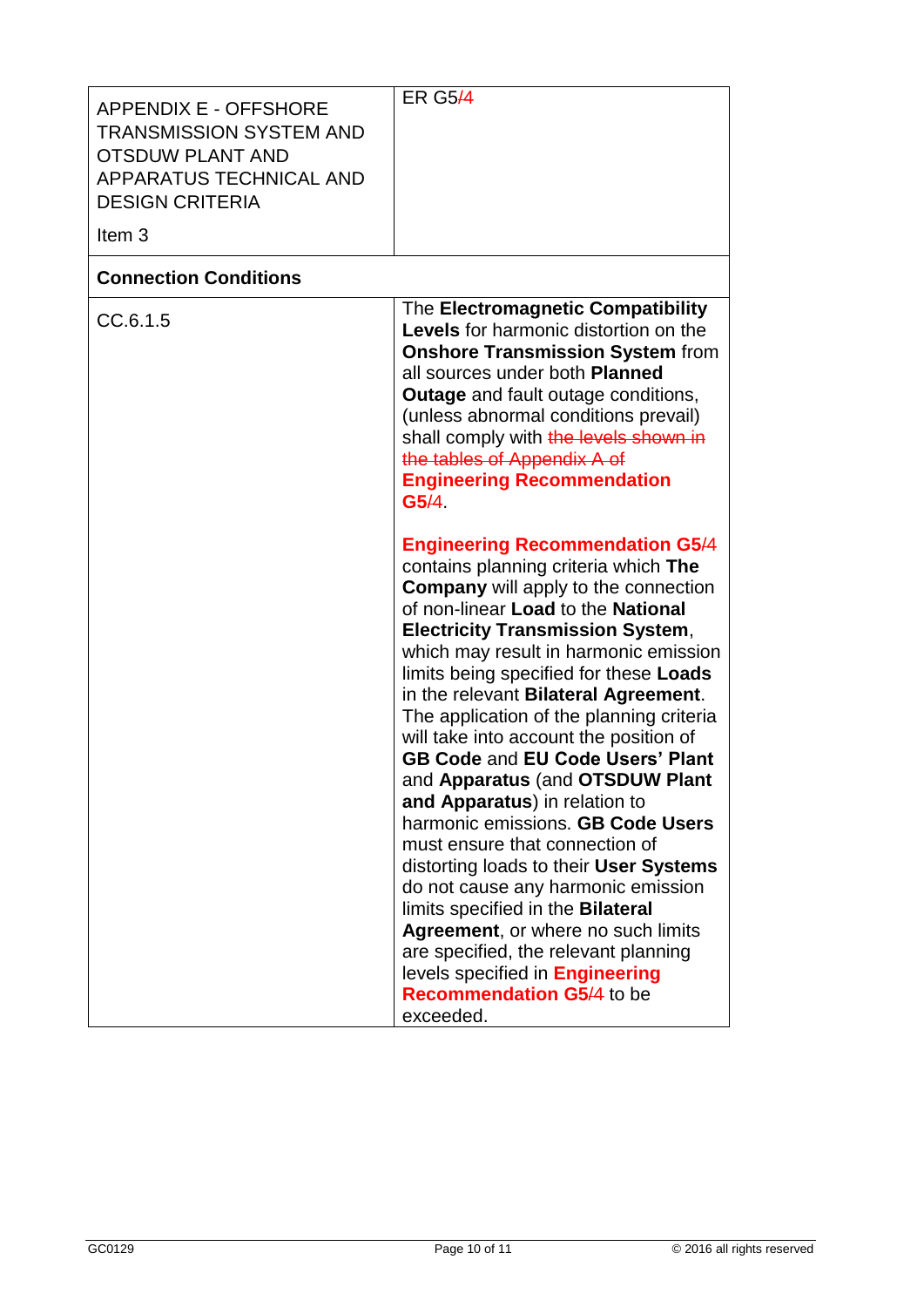| APPENDIX E - OFFSHORE TRANSMISSION SYSTEM AND OTSDUW PLANT AND APPARATUS TECHNICAL AND DESIGN CRITERIA<br><br>Item 3 | ER G5/4 |
|---|---|
| **Connection Conditions** | |
| CC.6.1.5 | The **Electromagnetic Compatibility Levels** for harmonic distortion on the **Onshore Transmission System** from all sources under both **Planned Outage** and fault outage conditions, (unless abnormal conditions prevail) shall comply with ~~the levels shown in the tables of Appendix A of~~ **Engineering Recommendation G5**/4.<br><br>**Engineering Recommendation G5**/4 contains planning criteria which **The Company** will apply to the connection of non-linear **Load** to the **National Electricity Transmission System**, which may result in harmonic emission limits being specified for these **Loads** in the relevant **Bilateral Agreement**. The application of the planning criteria will take into account the position of **GB Code** and **EU Code Users' Plant** and **Apparatus** (and **OTSDUW Plant and Apparatus**) in relation to harmonic emissions. **GB Code Users** must ensure that connection of distorting loads to their **User Systems** do not cause any harmonic emission limits specified in the **Bilateral Agreement**, or where no such limits are specified, the relevant planning levels specified in **Engineering Recommendation G5**/4 to be exceeded. |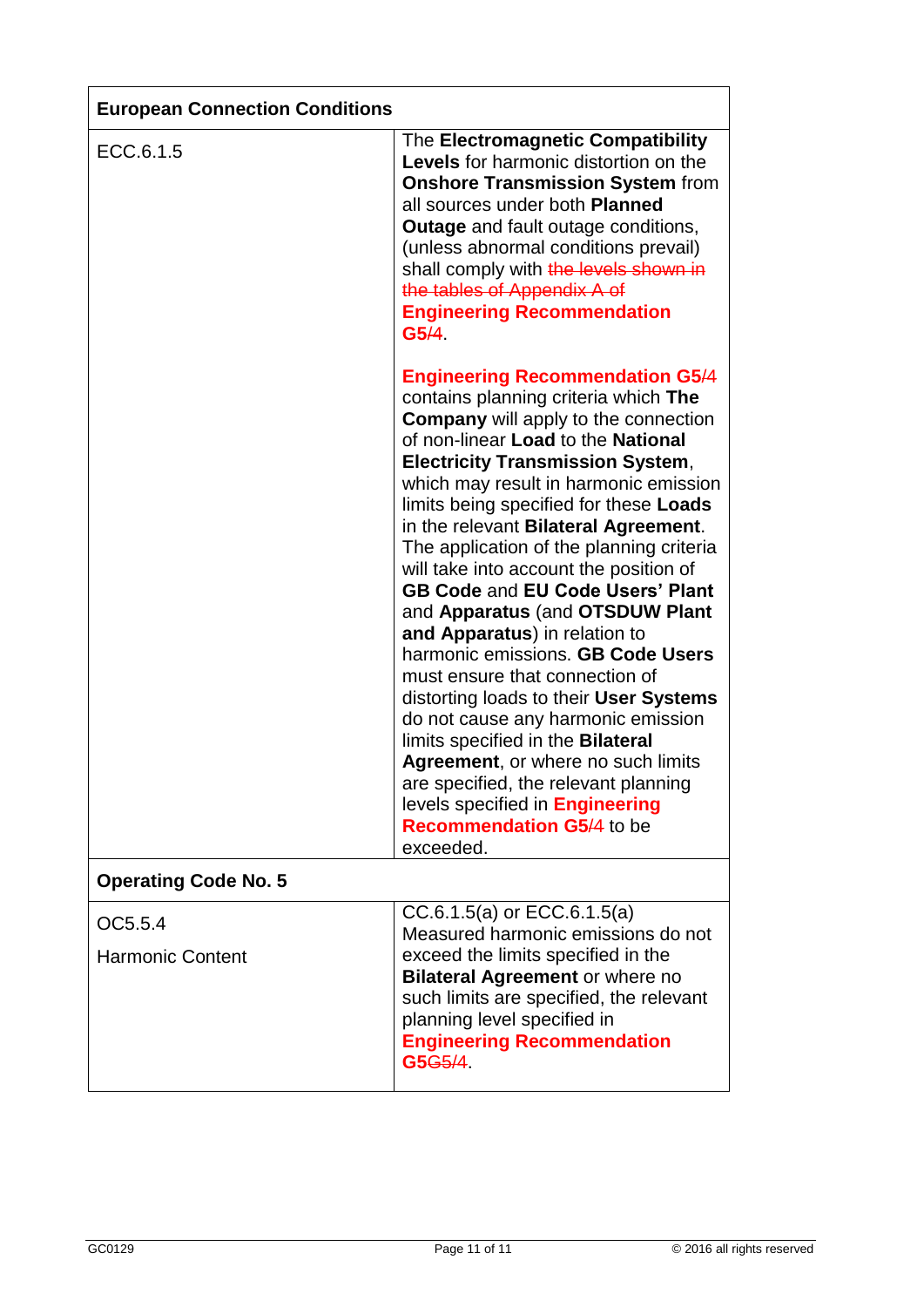| European Connection Conditions | |
|---|---|
| ECC.6.1.5 | The **Electromagnetic Compatibility Levels** for harmonic distortion on the **Onshore Transmission System** from all sources under both **Planned Outage** and fault outage conditions, (unless abnormal conditions prevail) shall comply with ~~the levels shown in the tables of Appendix A of~~ **Engineering Recommendation G5**~~/4~~.<br><br>**Engineering Recommendation G5**~~/4~~ contains planning criteria which **The Company** will apply to the connection of non-linear **Load** to the **National Electricity Transmission System**, which may result in harmonic emission limits being specified for these **Loads** in the relevant **Bilateral Agreement**. The application of the planning criteria will take into account the position of **GB Code** and **EU Code Users' Plant** and **Apparatus** (and **OTSDUW Plant and Apparatus**) in relation to harmonic emissions. **GB Code Users** must ensure that connection of distorting loads to their **User Systems** do not cause any harmonic emission limits specified in the **Bilateral Agreement**, or where no such limits are specified, the relevant planning levels specified in **Engineering Recommendation G5**~~/4~~ to be exceeded. |
| **Operating Code No. 5** | |
| OC5.5.4<br><br>Harmonic Content | CC.6.1.5(a) or ECC.6.1.5(a) Measured harmonic emissions do not exceed the limits specified in the **Bilateral Agreement** or where no such limits are specified, the relevant planning level specified in **Engineering Recommendation G5**~~G5/4~~. |